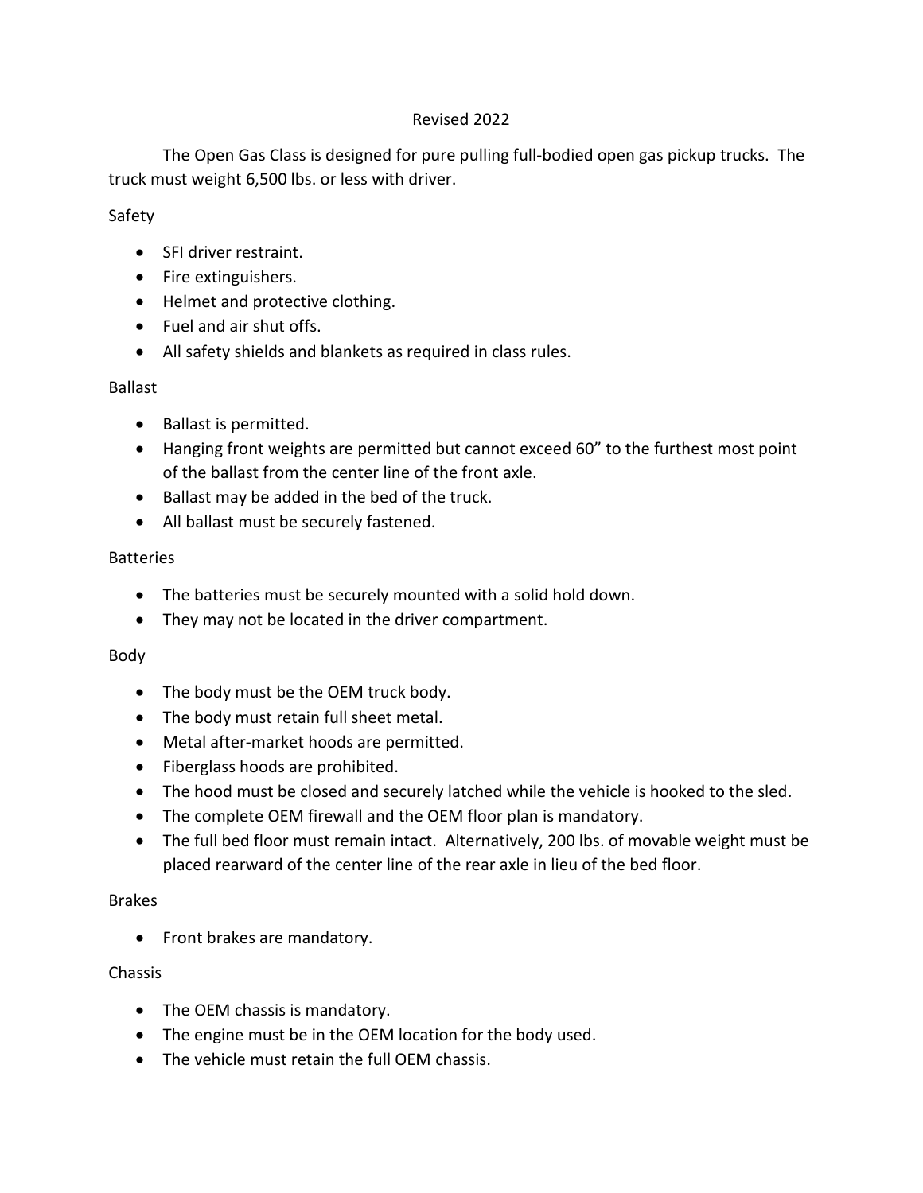Revised 2022

The Open Gas Class is designed for pure pulling full-bodied open gas pickup trucks. The truck must weight 6,500 lbs. or less with driver.

## Safety

- SFI driver restraint.
- Fire extinguishers.
- Helmet and protective clothing.
- Fuel and air shut offs.
- All safety shields and blankets as required in class rules.

## Ballast

- Ballast is permitted.
- Hanging front weights are permitted but cannot exceed 60" to the furthest most point of the ballast from the center line of the front axle.
- Ballast may be added in the bed of the truck.
- All ballast must be securely fastened.

## Batteries

- The batteries must be securely mounted with a solid hold down.
- They may not be located in the driver compartment.

## Body

- The body must be the OEM truck body.
- The body must retain full sheet metal.
- Metal after-market hoods are permitted.
- Fiberglass hoods are prohibited.
- The hood must be closed and securely latched while the vehicle is hooked to the sled.
- The complete OEM firewall and the OEM floor plan is mandatory.
- The full bed floor must remain intact. Alternatively, 200 lbs. of movable weight must be placed rearward of the center line of the rear axle in lieu of the bed floor.

## Brakes

- Front brakes are mandatory.

## Chassis

- The OEM chassis is mandatory.
- The engine must be in the OEM location for the body used.
- The vehicle must retain the full OEM chassis.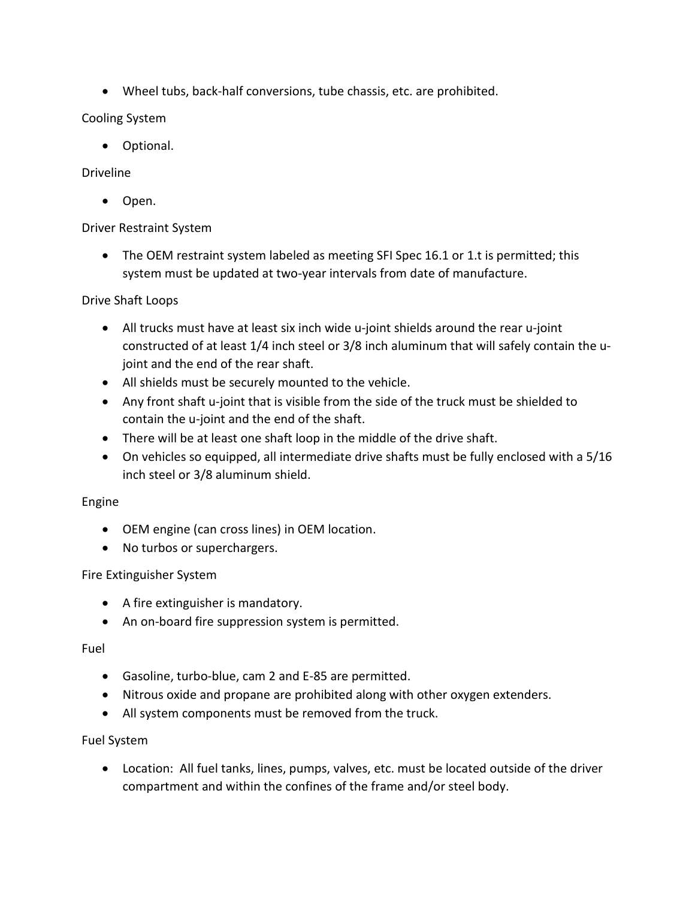- Wheel tubs, back-half conversions, tube chassis, etc. are prohibited.

Cooling System

- Optional.

Driveline

- Open.

Driver Restraint System

- The OEM restraint system labeled as meeting SFI Spec 16.1 or 1.t is permitted; this system must be updated at two-year intervals from date of manufacture.

Drive Shaft Loops

- All trucks must have at least six inch wide u-joint shields around the rear u-joint constructed of at least 1/4 inch steel or 3/8 inch aluminum that will safely contain the u-joint and the end of the rear shaft.
- All shields must be securely mounted to the vehicle.
- Any front shaft u-joint that is visible from the side of the truck must be shielded to contain the u-joint and the end of the shaft.
- There will be at least one shaft loop in the middle of the drive shaft.
- On vehicles so equipped, all intermediate drive shafts must be fully enclosed with a 5/16 inch steel or 3/8 aluminum shield.

Engine

- OEM engine (can cross lines) in OEM location.
- No turbos or superchargers.

Fire Extinguisher System

- A fire extinguisher is mandatory.
- An on-board fire suppression system is permitted.

Fuel

- Gasoline, turbo-blue, cam 2 and E-85 are permitted.
- Nitrous oxide and propane are prohibited along with other oxygen extenders.
- All system components must be removed from the truck.

Fuel System

- Location: All fuel tanks, lines, pumps, valves, etc. must be located outside of the driver compartment and within the confines of the frame and/or steel body.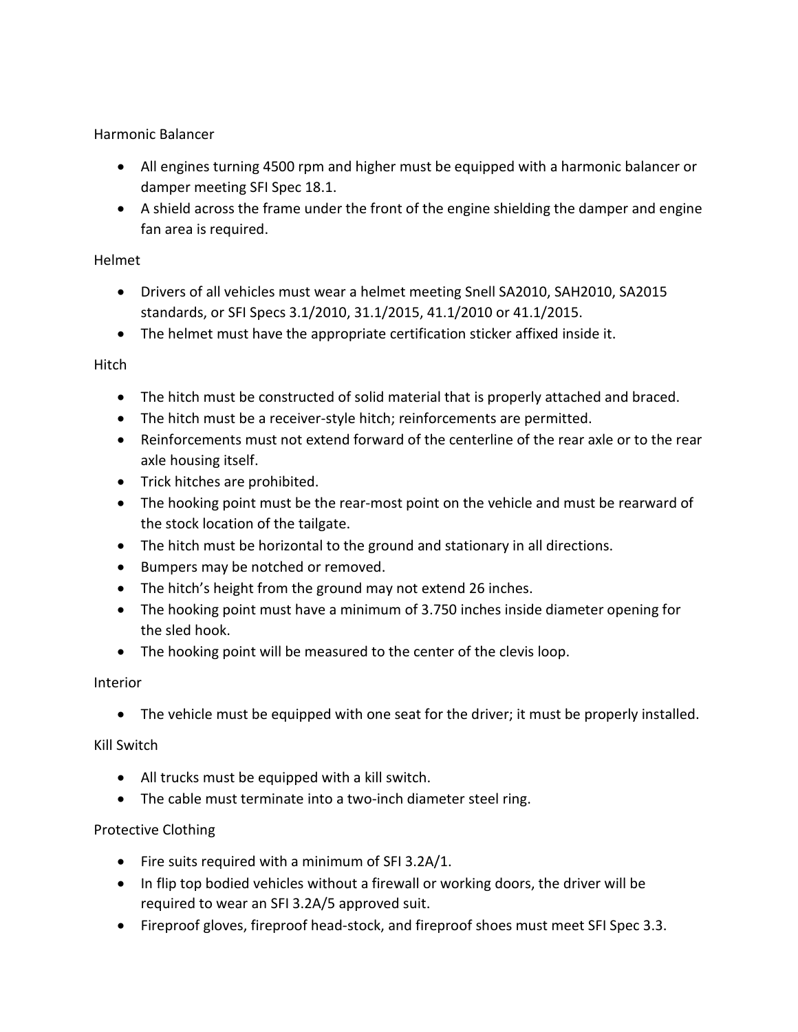## Harmonic Balancer

- All engines turning 4500 rpm and higher must be equipped with a harmonic balancer or damper meeting SFI Spec 18.1.
- A shield across the frame under the front of the engine shielding the damper and engine fan area is required.

## Helmet

- Drivers of all vehicles must wear a helmet meeting Snell SA2010, SAH2010, SA2015 standards, or SFI Specs 3.1/2010, 31.1/2015, 41.1/2010 or 41.1/2015.
- The helmet must have the appropriate certification sticker affixed inside it.

## Hitch

- The hitch must be constructed of solid material that is properly attached and braced.
- The hitch must be a receiver-style hitch; reinforcements are permitted.
- Reinforcements must not extend forward of the centerline of the rear axle or to the rear axle housing itself.
- Trick hitches are prohibited.
- The hooking point must be the rear-most point on the vehicle and must be rearward of the stock location of the tailgate.
- The hitch must be horizontal to the ground and stationary in all directions.
- Bumpers may be notched or removed.
- The hitch's height from the ground may not extend 26 inches.
- The hooking point must have a minimum of 3.750 inches inside diameter opening for the sled hook.
- The hooking point will be measured to the center of the clevis loop.

## Interior

- The vehicle must be equipped with one seat for the driver; it must be properly installed.

## Kill Switch

- All trucks must be equipped with a kill switch.
- The cable must terminate into a two-inch diameter steel ring.

## Protective Clothing

- Fire suits required with a minimum of SFI 3.2A/1.
- In flip top bodied vehicles without a firewall or working doors, the driver will be required to wear an SFI 3.2A/5 approved suit.
- Fireproof gloves, fireproof head-stock, and fireproof shoes must meet SFI Spec 3.3.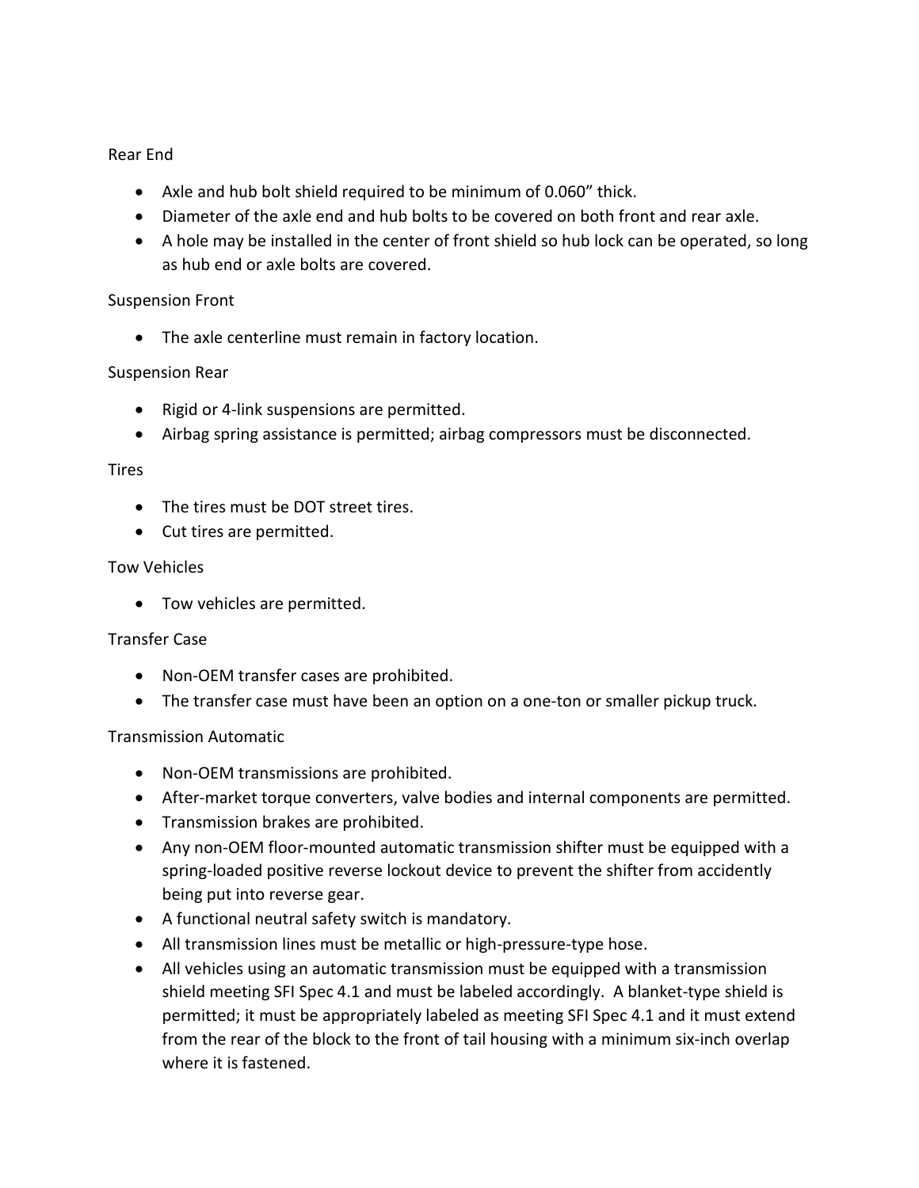Rear End

- Axle and hub bolt shield required to be minimum of 0.060” thick.
- Diameter of the axle end and hub bolts to be covered on both front and rear axle.
- A hole may be installed in the center of front shield so hub lock can be operated, so long as hub end or axle bolts are covered.

Suspension Front

- The axle centerline must remain in factory location.

Suspension Rear

- Rigid or 4-link suspensions are permitted.
- Airbag spring assistance is permitted; airbag compressors must be disconnected.

Tires

- The tires must be DOT street tires.
- Cut tires are permitted.

Tow Vehicles

- Tow vehicles are permitted.

Transfer Case

- Non-OEM transfer cases are prohibited.
- The transfer case must have been an option on a one-ton or smaller pickup truck.

Transmission Automatic

- Non-OEM transmissions are prohibited.
- After-market torque converters, valve bodies and internal components are permitted.
- Transmission brakes are prohibited.
- Any non-OEM floor-mounted automatic transmission shifter must be equipped with a spring-loaded positive reverse lockout device to prevent the shifter from accidently being put into reverse gear.
- A functional neutral safety switch is mandatory.
- All transmission lines must be metallic or high-pressure-type hose.
- All vehicles using an automatic transmission must be equipped with a transmission shield meeting SFI Spec 4.1 and must be labeled accordingly. A blanket-type shield is permitted; it must be appropriately labeled as meeting SFI Spec 4.1 and it must extend from the rear of the block to the front of tail housing with a minimum six-inch overlap where it is fastened.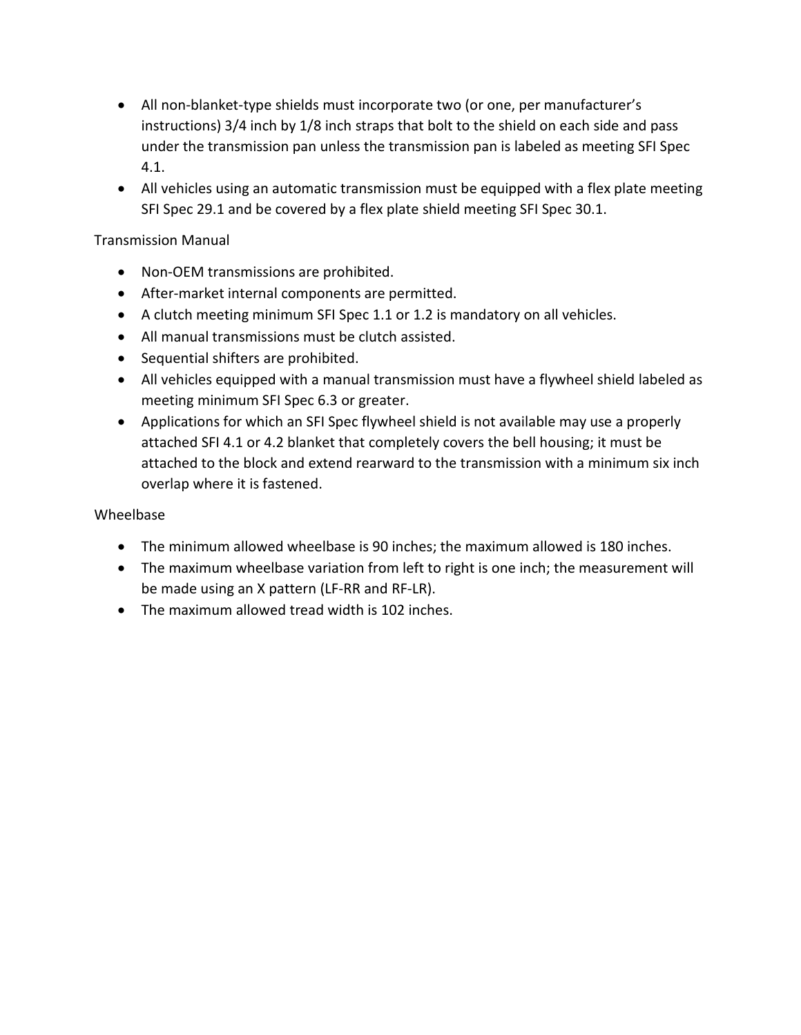- All non-blanket-type shields must incorporate two (or one, per manufacturer's instructions) 3/4 inch by 1/8 inch straps that bolt to the shield on each side and pass under the transmission pan unless the transmission pan is labeled as meeting SFI Spec 4.1.
- All vehicles using an automatic transmission must be equipped with a flex plate meeting SFI Spec 29.1 and be covered by a flex plate shield meeting SFI Spec 30.1.

Transmission Manual

- Non-OEM transmissions are prohibited.
- After-market internal components are permitted.
- A clutch meeting minimum SFI Spec 1.1 or 1.2 is mandatory on all vehicles.
- All manual transmissions must be clutch assisted.
- Sequential shifters are prohibited.
- All vehicles equipped with a manual transmission must have a flywheel shield labeled as meeting minimum SFI Spec 6.3 or greater.
- Applications for which an SFI Spec flywheel shield is not available may use a properly attached SFI 4.1 or 4.2 blanket that completely covers the bell housing; it must be attached to the block and extend rearward to the transmission with a minimum six inch overlap where it is fastened.

Wheelbase

- The minimum allowed wheelbase is 90 inches; the maximum allowed is 180 inches.
- The maximum wheelbase variation from left to right is one inch; the measurement will be made using an X pattern (LF-RR and RF-LR).
- The maximum allowed tread width is 102 inches.